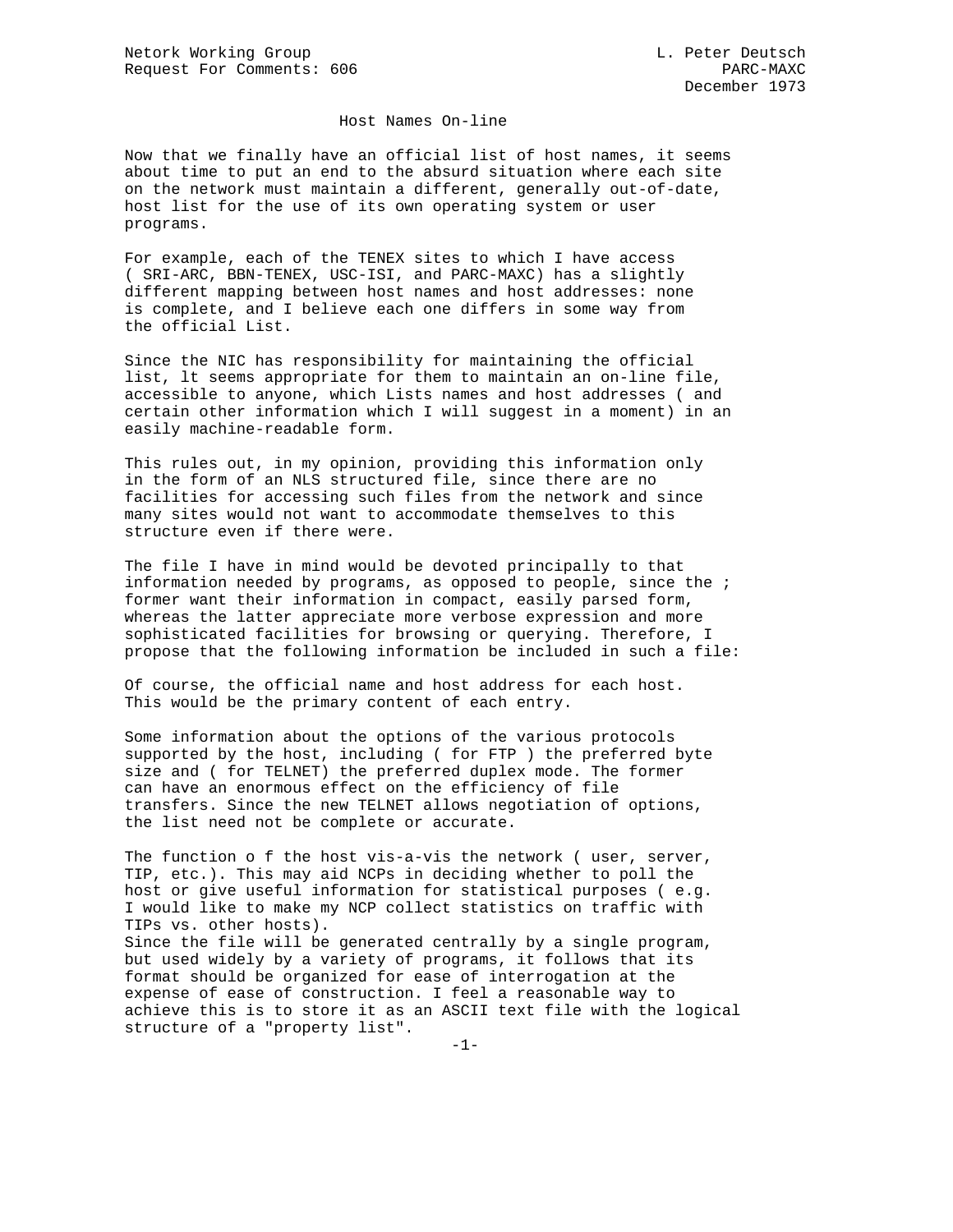Netork Working Group L. Peter Deutsch
Request For Comments: 606 PARC-MAXC
December 1973

# Host Names On-line

Now that we finally have an official list of host names, it seems about time to put an end to the absurd situation where each site on the network must maintain a different, generally out-of-date, host list for the use of its own operating system or user programs.

For example, each of the TENEX sites to which I have access ( SRI-ARC, BBN-TENEX, USC-ISI, and PARC-MAXC) has a slightly different mapping between host names and host addresses: none is complete, and I believe each one differs in some way from the official List.

Since the NIC has responsibility for maintaining the official list, lt seems appropriate for them to maintain an on-line file, accessible to anyone, which Lists names and host addresses ( and certain other information which I will suggest in a moment) in an easily machine-readable form.

This rules out, in my opinion, providing this information only in the form of an NLS structured file, since there are no facilities for accessing such files from the network and since many sites would not want to accommodate themselves to this structure even if there were.

The file I have in mind would be devoted principally to that information needed by programs, as opposed to people, since the ; former want their information in compact, easily parsed form, whereas the latter appreciate more verbose expression and more sophisticated facilities for browsing or querying. Therefore, I propose that the following information be included in such a file:

Of course, the official name and host address for each host. This would be the primary content of each entry.

Some information about the options of the various protocols supported by the host, including ( for FTP ) the preferred byte size and ( for TELNET) the preferred duplex mode. The former can have an enormous effect on the efficiency of file transfers. Since the new TELNET allows negotiation of options, the list need not be complete or accurate.

The function o f the host vis-a-vis the network ( user, server, TIP, etc.). This may aid NCPs in deciding whether to poll the host or give useful information for statistical purposes ( e.g. I would like to make my NCP collect statistics on traffic with TIPs vs. other hosts).
Since the file will be generated centrally by a single program, but used widely by a variety of programs, it follows that its format should be organized for ease of interrogation at the expense of ease of construction. I feel a reasonable way to achieve this is to store it as an ASCII text file with the logical structure of a "property list".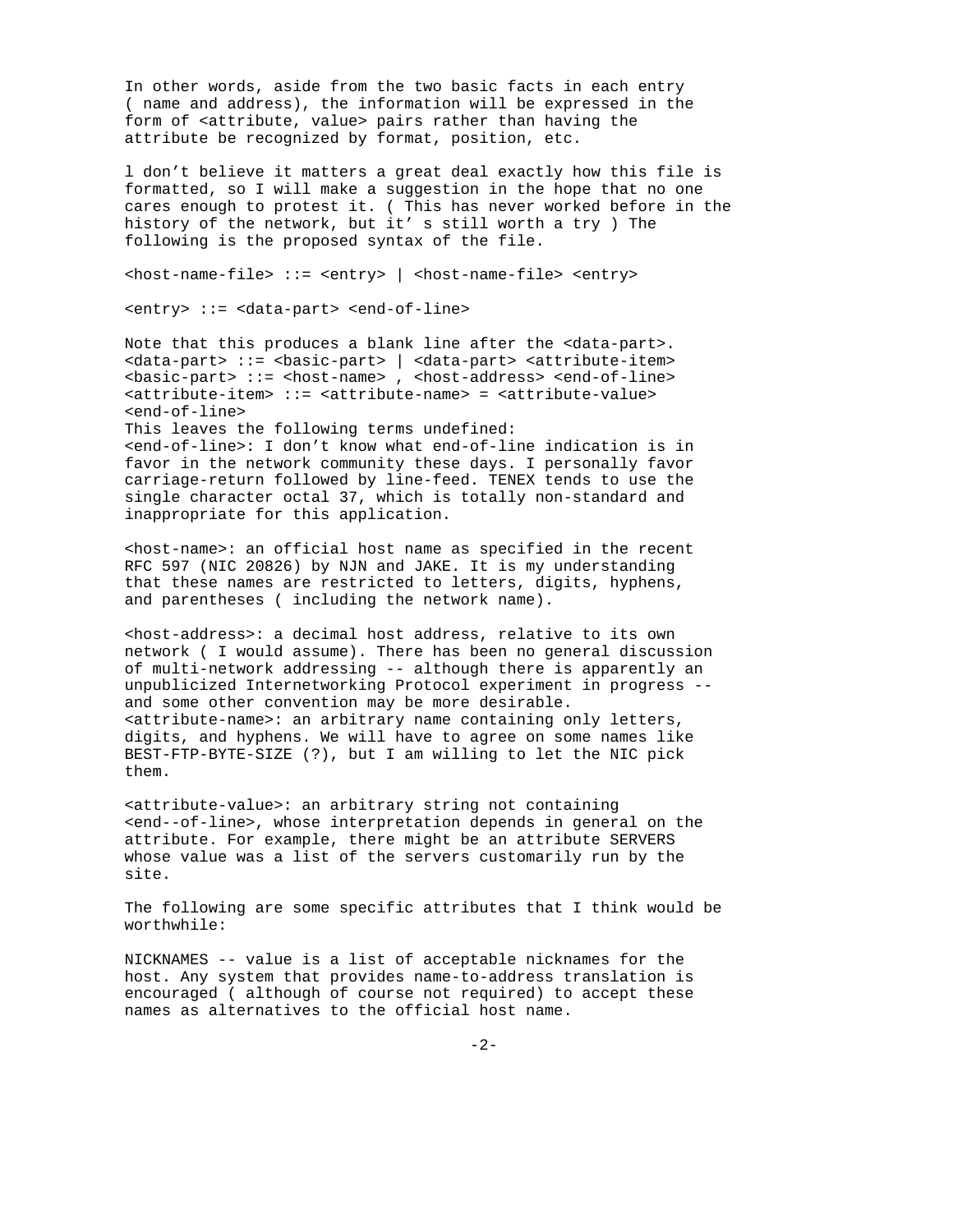In other words, aside from the two basic facts in each entry ( name and address), the information will be expressed in the form of <attribute, value> pairs rather than having the attribute be recognized by format, position, etc.

l don't believe it matters a great deal exactly how this file is formatted, so I will make a suggestion in the hope that no one cares enough to protest it. ( This has never worked before in the history of the network, but it' s still worth a try ) The following is the proposed syntax of the file.

<host-name-file> ::= <entry> | <host-name-file> <entry>

<entry> ::= <data-part> <end-of-line>

Note that this produces a blank line after the <data-part>.
<data-part> ::= <basic-part> | <data-part> <attribute-item>
<basic-part> ::= <host-name> , <host-address> <end-of-line>
<attribute-item> ::= <attribute-name> = <attribute-value> <end-of-line>
This leaves the following terms undefined:
<end-of-line>: I don't know what end-of-line indication is in favor in the network community these days. I personally favor carriage-return followed by line-feed. TENEX tends to use the single character octal 37, which is totally non-standard and inappropriate for this application.

<host-name>: an official host name as specified in the recent RFC 597 (NIC 20826) by NJN and JAKE. It is my understanding that these names are restricted to letters, digits, hyphens, and parentheses ( including the network name).

<host-address>: a decimal host address, relative to its own network ( I would assume). There has been no general discussion of multi-network addressing -- although there is apparently an unpublicized Internetworking Protocol experiment in progress -- and some other convention may be more desirable.
<attribute-name>: an arbitrary name containing only letters, digits, and hyphens. We will have to agree on some names like BEST-FTP-BYTE-SIZE (?), but I am willing to let the NIC pick them.

<attribute-value>: an arbitrary string not containing <end--of-line>, whose interpretation depends in general on the attribute. For example, there might be an attribute SERVERS whose value was a list of the servers customarily run by the site.

The following are some specific attributes that I think would be worthwhile:

NICKNAMES -- value is a list of acceptable nicknames for the host. Any system that provides name-to-address translation is encouraged ( although of course not required) to accept these names as alternatives to the official host name.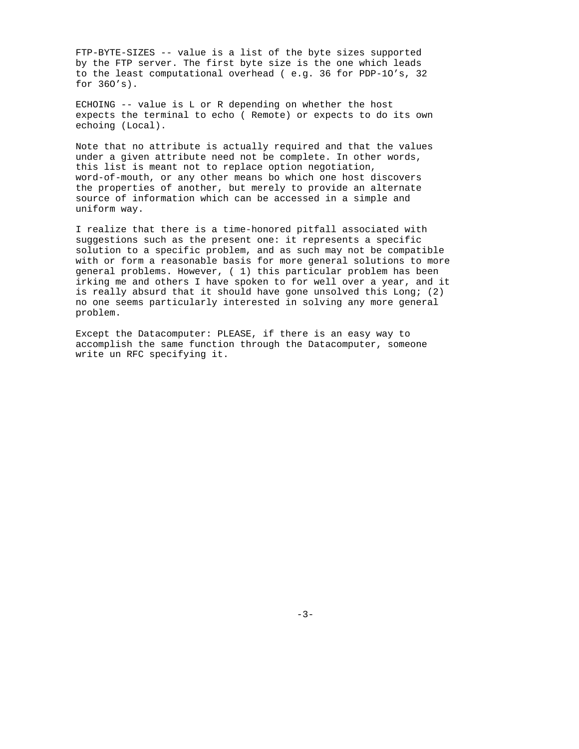FTP-BYTE-SIZES -- value is a list of the byte sizes supported by the FTP server. The first byte size is the one which leads to the least computational overhead ( e.g. 36 for PDP-1O's, 32 for 36O's).

ECHOING -- value is L or R depending on whether the host expects the terminal to echo ( Remote) or expects to do its own echoing (Local).

Note that no attribute is actually required and that the values under a given attribute need not be complete. In other words, this list is meant not to replace option negotiation, word-of-mouth, or any other means bo which one host discovers the properties of another, but merely to provide an alternate source of information which can be accessed in a simple and uniform way.

I realize that there is a time-honored pitfall associated with suggestions such as the present one: it represents a specific solution to a specific problem, and as such may not be compatible with or form a reasonable basis for more general solutions to more general problems. However, ( 1) this particular problem has been irking me and others I have spoken to for well over a year, and it is really absurd that it should have gone unsolved this Long; (2) no one seems particularly interested in solving any more general problem.

Except the Datacomputer: PLEASE, if there is an easy way to accomplish the same function through the Datacomputer, someone write un RFC specifying it.